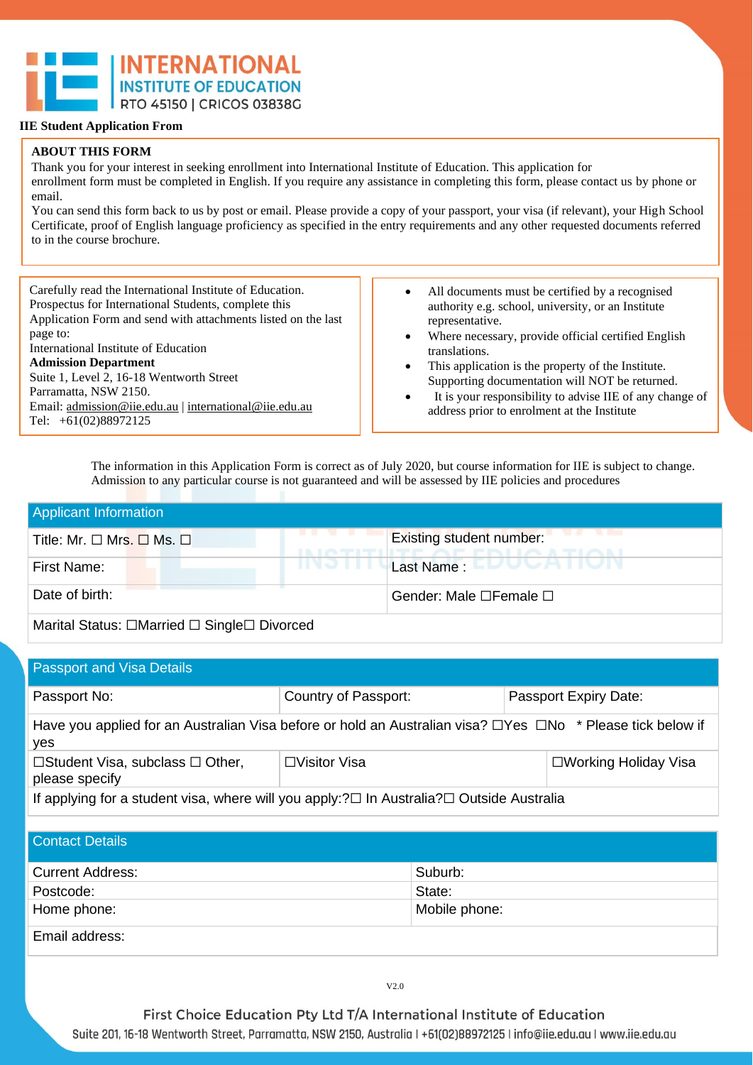**INTERNATIONAL INSTITUTE OF EDUCATION**
RTO 45150 | CRICOS 03838G

**IIE Student Application From**

**ABOUT THIS FORM**

Thank you for your interest in seeking enrollment into International Institute of Education. This application for enrollment form must be completed in English. If you require any assistance in completing this form, please contact us by phone or email.

You can send this form back to us by post or email. Please provide a copy of your passport, your visa (if relevant), your High School Certificate, proof of English language proficiency as specified in the entry requirements and any other requested documents referred to in the course brochure.

Carefully read the International Institute of Education. Prospectus for International Students, complete this Application Form and send with attachments listed on the last page to:
International Institute of Education
**Admission Department**
Suite 1, Level 2, 16-18 Wentworth Street
Parramatta, NSW 2150.
Email: admission@iie.edu.au | international@iie.edu.au
Tel: +61(02)88972125

- All documents must be certified by a recognised authority e.g. school, university, or an Institute representative.
- Where necessary, provide official certified English translations.
- This application is the property of the Institute. Supporting documentation will NOT be returned.
- It is your responsibility to advise IIE of any change of address prior to enrolment at the Institute

The information in this Application Form is correct as of July 2020, but course information for IIE is subject to change. Admission to any particular course is not guaranteed and will be assessed by IIE policies and procedures

| Applicant Information | |
|---|---|
| Title: Mr. ☐ Mrs. ☐ Ms. ☐ | Existing student number: |
| First Name: | Last Name : |
| Date of birth: | Gender: Male ☐Female ☐ |
| Marital Status: ☐Married ☐ Single☐ Divorced | |

| Passport and Visa Details | | |
|---|---|---|
| Passport No: | Country of Passport: | Passport Expiry Date: |
| Have you applied for an Australian Visa before or hold an Australian visa? ☐Yes ☐No * Please tick below if yes | | |
| ☐Student Visa, subclass ☐ Other, please specify | ☐Visitor Visa | ☐Working Holiday Visa |
| If applying for a student visa, where will you apply:?☐ In Australia?☐ Outside Australia | | |

| Contact Details | |
|---|---|
| Current Address: | Suburb: |
| Postcode: | State: |
| Home phone: | Mobile phone: |
| Email address: | |

V2.0

First Choice Education Pty Ltd T/A International Institute of Education
Suite 201, 16-18 Wentworth Street, Parramatta, NSW 2150, Australia | +61(02)88972125 | info@iie.edu.au | www.iie.edu.au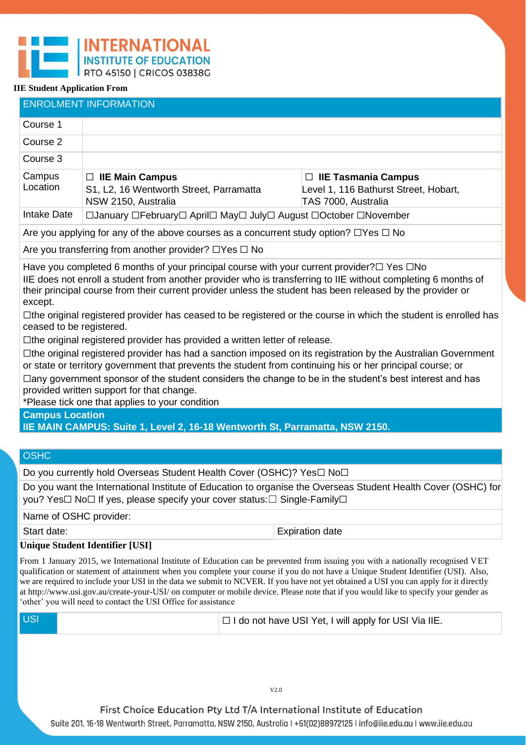**INTERNATIONAL INSTITUTE OF EDUCATION**
RTO 45150 | CRICOS 03838G

**IIE Student Application From**

| ENROLMENT INFORMATION | | |
|---|---|---|
| Course 1 | | |
| Course 2 | | |
| Course 3 | | |
| Campus Location | ☐ **IIE Main Campus** S1, L2, 16 Wentworth Street, Parramatta NSW 2150, Australia | ☐ **IIE Tasmania Campus** Level 1, 116 Bathurst Street, Hobart, TAS 7000, Australia |
| Intake Date | ☐January ☐February☐ April☐ May☐ July☐ August ☐October ☐November | |
| Are you applying for any of the above courses as a concurrent study option? ☐Yes ☐ No | | |
| Are you transferring from another provider? ☐Yes ☐ No | | |

Have you completed 6 months of your principal course with your current provider?☐ Yes ☐No
IIE does not enroll a student from another provider who is transferring to IIE without completing 6 months of their principal course from their current provider unless the student has been released by the provider or except.

☐the original registered provider has ceased to be registered or the course in which the student is enrolled has ceased to be registered.

☐the original registered provider has provided a written letter of release.

☐the original registered provider has had a sanction imposed on its registration by the Australian Government or state or territory government that prevents the student from continuing his or her principal course; or

☐any government sponsor of the student considers the change to be in the student's best interest and has provided written support for that change.

*Please tick one that applies to your condition

**Campus Location**
**IIE MAIN CAMPUS: Suite 1, Level 2, 16-18 Wentworth St, Parramatta, NSW 2150.**

| OSHC | |
|---|---|
| Do you currently hold Overseas Student Health Cover (OSHC)? Yes☐ No☐ | |
| Do you want the International Institute of Education to organise the Overseas Student Health Cover (OSHC) for you? Yes☐ No☐ If yes, please specify your cover status:☐ Single-Family☐ | |
| Name of OSHC provider: | |
| Start date: | Expiration date |

**Unique Student Identifier [USI]**

From 1 January 2015, we International Institute of Education can be prevented from issuing you with a nationally recognised VET qualification or statement of attainment when you complete your course if you do not have a Unique Student Identifier (USI). Also, we are required to include your USI in the data we submit to NCVER. If you have not yet obtained a USI you can apply for it directly at http://www.usi.gov.au/create-your-USI/ on computer or mobile device. Please note that if you would like to specify your gender as 'other' you will need to contact the USI Office for assistance

| USI | | ☐ I do not have USI Yet, I will apply for USI Via IIE. |
|---|---|---|

V2.0

First Choice Education Pty Ltd T/A International Institute of Education
Suite 201, 16-18 Wentworth Street, Parramatta, NSW 2150, Australia | +61(02)88972125 | info@iie.edu.au | www.iie.edu.au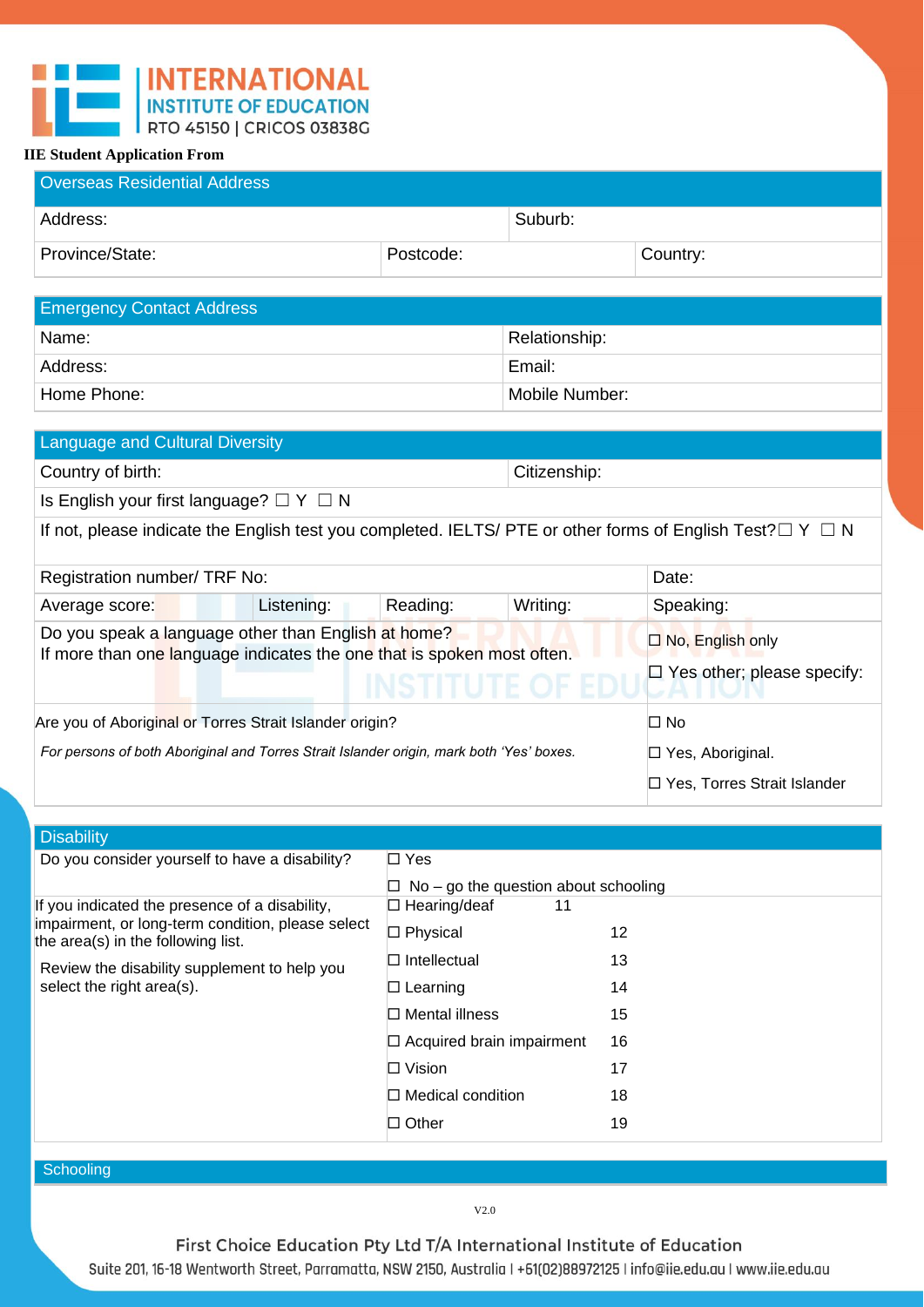**IIE Student Application From**

| Overseas Residential Address | | |
|---|---|---|
| Address: | | Suburb: |
| Province/State: | Postcode: | Country: |

| Emergency Contact Address | |
|---|---|
| Name: | Relationship: |
| Address: | Email: |
| Home Phone: | Mobile Number: |

| Language and Cultural Diversity | | | | |
|---|---|---|---|---|
| Country of birth: | | | Citizenship: | |
| Is English your first language? ☐ Y ☐ N | | | | |
| If not, please indicate the English test you completed. IELTS/ PTE or other forms of English Test?☐ Y ☐ N | | | | |
| Registration number/ TRF No: | | | | Date: |
| Average score: | Listening: | Reading: | Writing: | Speaking: |
| Do you speak a language other than English at home?<br>If more than one language indicates the one that is spoken most often. | | | | ☐ No, English only<br>☐ Yes other; please specify: |
| Are you of Aboriginal or Torres Strait Islander origin?<br>*For persons of both Aboriginal and Torres Strait Islander origin, mark both 'Yes' boxes.* | | | | ☐ No<br>☐ Yes, Aboriginal.<br>☐ Yes, Torres Strait Islander |

| Disability | | |
|---|---|---|
| Do you consider yourself to have a disability? | ☐ Yes<br>☐ No – go the question about schooling | |
| If you indicated the presence of a disability, impairment, or long-term condition, please select the area(s) in the following list.<br>Review the disability supplement to help you select the right area(s). | ☐ Hearing/deaf | 11 |
| | ☐ Physical | 12 |
| | ☐ Intellectual | 13 |
| | ☐ Learning | 14 |
| | ☐ Mental illness | 15 |
| | ☐ Acquired brain impairment | 16 |
| | ☐ Vision | 17 |
| | ☐ Medical condition | 18 |
| | ☐ Other | 19 |

| Schooling |
|---|

V2.0

First Choice Education Pty Ltd T/A International Institute of Education
Suite 201, 16-18 Wentworth Street, Parramatta, NSW 2150, Australia | +61(02)88972125 | info@iie.edu.au | www.iie.edu.au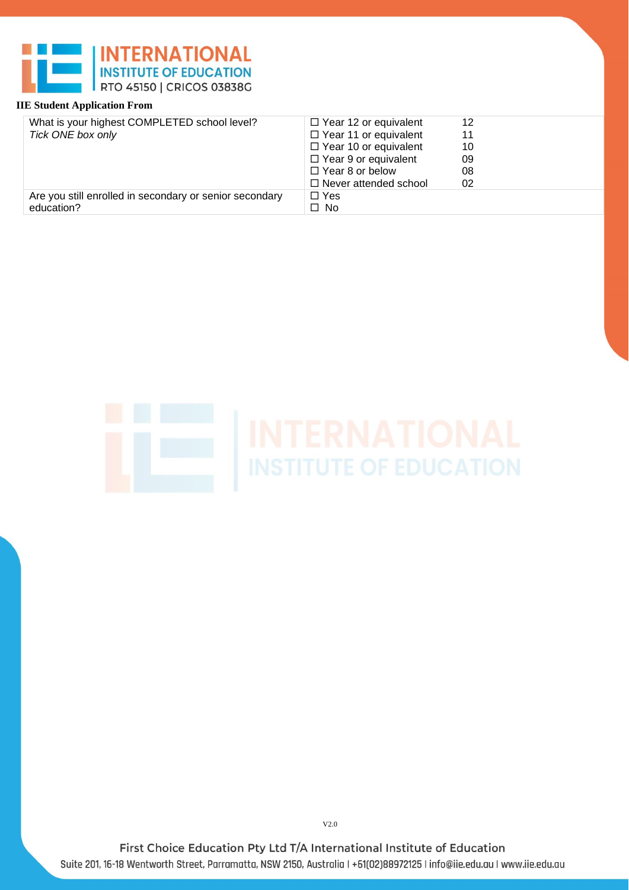**IIE Student Application From**

| | | |
|---|---|---|
| What is your highest COMPLETED school level?<br>*Tick ONE box only* | ☐ Year 12 or equivalent<br>☐ Year 11 or equivalent<br>☐ Year 10 or equivalent<br>☐ Year 9 or equivalent<br>☐ Year 8 or below<br>☐ Never attended school | 12<br>11<br>10<br>09<br>08<br>02 |
| Are you still enrolled in secondary or senior secondary education? | ☐ Yes<br>☐ No | |

V2.0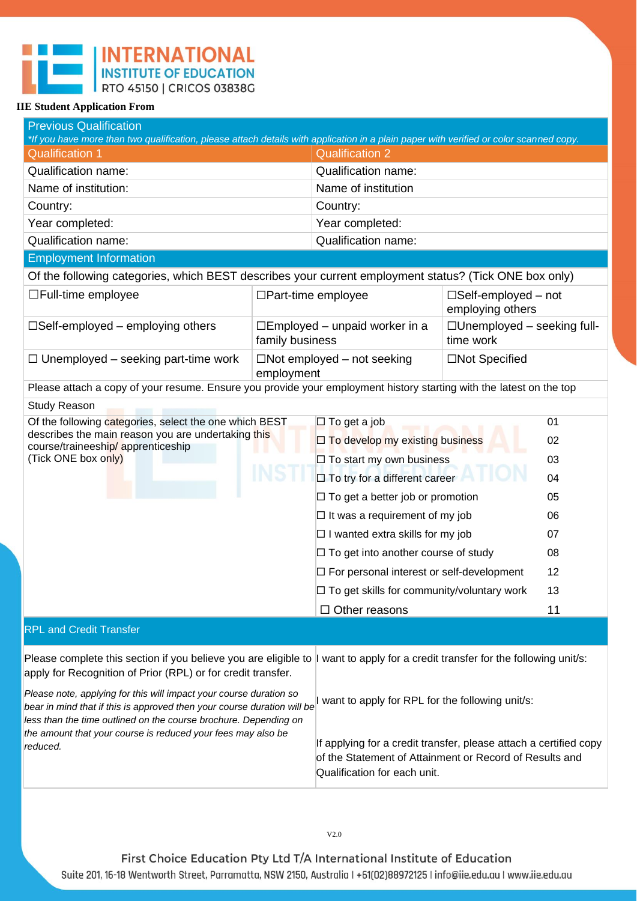**IIE Student Application From**

| Previous Qualification | |
|---|---|
| *\*If you have more than two qualification, please attach details with application in a plain paper with verified or color scanned copy.* | |
| Qualification 1 | Qualification 2 |
| Qualification name: | Qualification name: |
| Name of institution: | Name of institution |
| Country: | Country: |
| Year completed: | Year completed: |
| Qualification name: | Qualification name: |

| Employment Information | | |
|---|---|---|
| Of the following categories, which BEST describes your current employment status? (Tick ONE box only) | | |
| ☐Full-time employee | ☐Part-time employee | ☐Self-employed – not employing others |
| ☐Self-employed – employing others | ☐Employed – unpaid worker in a family business | ☐Unemployed – seeking full-time work |
| ☐ Unemployed – seeking part-time work | ☐Not employed – not seeking employment | ☐Not Specified |
| Please attach a copy of your resume. Ensure you provide your employment history starting with the latest on the top | | |

| Study Reason | | |
|---|---|---|
| Of the following categories, select the one which BEST describes the main reason you are undertaking this course/traineeship/ apprenticeship (Tick ONE box only) | ☐ To get a job | 01 |
| | ☐ To develop my existing business | 02 |
| | ☐ To start my own business | 03 |
| | ☐ To try for a different career | 04 |
| | ☐ To get a better job or promotion | 05 |
| | ☐ It was a requirement of my job | 06 |
| | ☐ I wanted extra skills for my job | 07 |
| | ☐ To get into another course of study | 08 |
| | ☐ For personal interest or self-development | 12 |
| | ☐ To get skills for community/voluntary work | 13 |
| | ☐ Other reasons | 11 |

| RPL and Credit Transfer | |
|---|---|
| Please complete this section if you believe you are eligible to apply for Recognition of Prior (RPL) or for credit transfer. *Please note, applying for this will impact your course duration so bear in mind that if this is approved then your course duration will be less than the time outlined on the course brochure. Depending on the amount that your course is reduced your fees may also be reduced.* | I want to apply for a credit transfer for the following unit/s: I want to apply for RPL for the following unit/s: If applying for a credit transfer, please attach a certified copy of the Statement of Attainment or Record of Results and Qualification for each unit. |

V2.0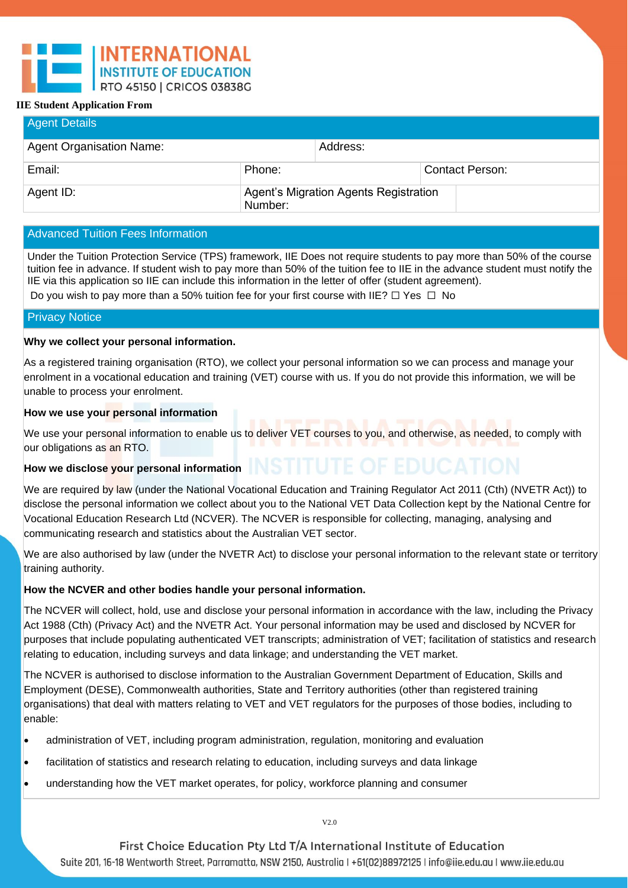**IIE Student Application From**

## Agent Details

| Agent Organisation Name: | | Address: | |
|---|---|---|---|
| Email: | Phone: | | Contact Person: |
| Agent ID: | Agent's Migration Agents Registration Number: | | |

## Advanced Tuition Fees Information

Under the Tuition Protection Service (TPS) framework, IIE Does not require students to pay more than 50% of the course tuition fee in advance. If student wish to pay more than 50% of the tuition fee to IIE in the advance student must notify the IIE via this application so IIE can include this information in the letter of offer (student agreement).

Do you wish to pay more than a 50% tuition fee for your first course with IIE? ☐ Yes ☐ No

## Privacy Notice

**Why we collect your personal information.**

As a registered training organisation (RTO), we collect your personal information so we can process and manage your enrolment in a vocational education and training (VET) course with us. If you do not provide this information, we will be unable to process your enrolment.

**How we use your personal information**

We use your personal information to enable us to deliver VET courses to you, and otherwise, as needed, to comply with our obligations as an RTO.

**How we disclose your personal information**

We are required by law (under the National Vocational Education and Training Regulator Act 2011 (Cth) (NVETR Act)) to disclose the personal information we collect about you to the National VET Data Collection kept by the National Centre for Vocational Education Research Ltd (NCVER). The NCVER is responsible for collecting, managing, analysing and communicating research and statistics about the Australian VET sector.

We are also authorised by law (under the NVETR Act) to disclose your personal information to the relevant state or territory training authority.

**How the NCVER and other bodies handle your personal information.**

The NCVER will collect, hold, use and disclose your personal information in accordance with the law, including the Privacy Act 1988 (Cth) (Privacy Act) and the NVETR Act. Your personal information may be used and disclosed by NCVER for purposes that include populating authenticated VET transcripts; administration of VET; facilitation of statistics and research relating to education, including surveys and data linkage; and understanding the VET market.

The NCVER is authorised to disclose information to the Australian Government Department of Education, Skills and Employment (DESE), Commonwealth authorities, State and Territory authorities (other than registered training organisations) that deal with matters relating to VET and VET regulators for the purposes of those bodies, including to enable:

- administration of VET, including program administration, regulation, monitoring and evaluation
- facilitation of statistics and research relating to education, including surveys and data linkage
- understanding how the VET market operates, for policy, workforce planning and consumer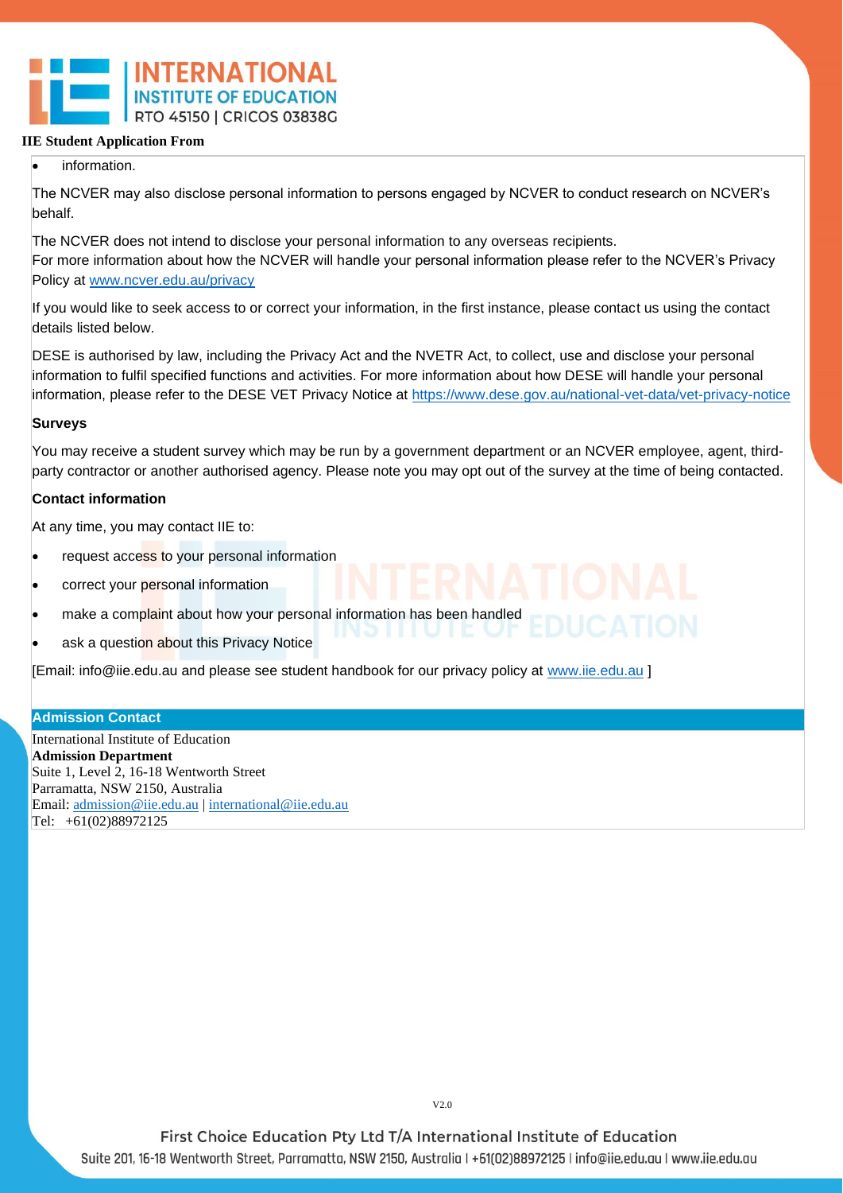- information.

The NCVER may also disclose personal information to persons engaged by NCVER to conduct research on NCVER's behalf.

The NCVER does not intend to disclose your personal information to any overseas recipients.
For more information about how the NCVER will handle your personal information please refer to the NCVER's Privacy Policy at www.ncver.edu.au/privacy

If you would like to seek access to or correct your information, in the first instance, please contact us using the contact details listed below.

DESE is authorised by law, including the Privacy Act and the NVETR Act, to collect, use and disclose your personal information to fulfil specified functions and activities. For more information about how DESE will handle your personal information, please refer to the DESE VET Privacy Notice at https://www.dese.gov.au/national-vet-data/vet-privacy-notice

**Surveys**

You may receive a student survey which may be run by a government department or an NCVER employee, agent, third-party contractor or another authorised agency. Please note you may opt out of the survey at the time of being contacted.

**Contact information**

At any time, you may contact IIE to:

- request access to your personal information
- correct your personal information
- make a complaint about how your personal information has been handled
- ask a question about this Privacy Notice

[Email: info@iie.edu.au and please see student handbook for our privacy policy at www.iie.edu.au ]

## Admission Contact

International Institute of Education
**Admission Department**
Suite 1, Level 2, 16-18 Wentworth Street
Parramatta, NSW 2150, Australia
Email: admission@iie.edu.au | international@iie.edu.au
Tel: +61(02)88972125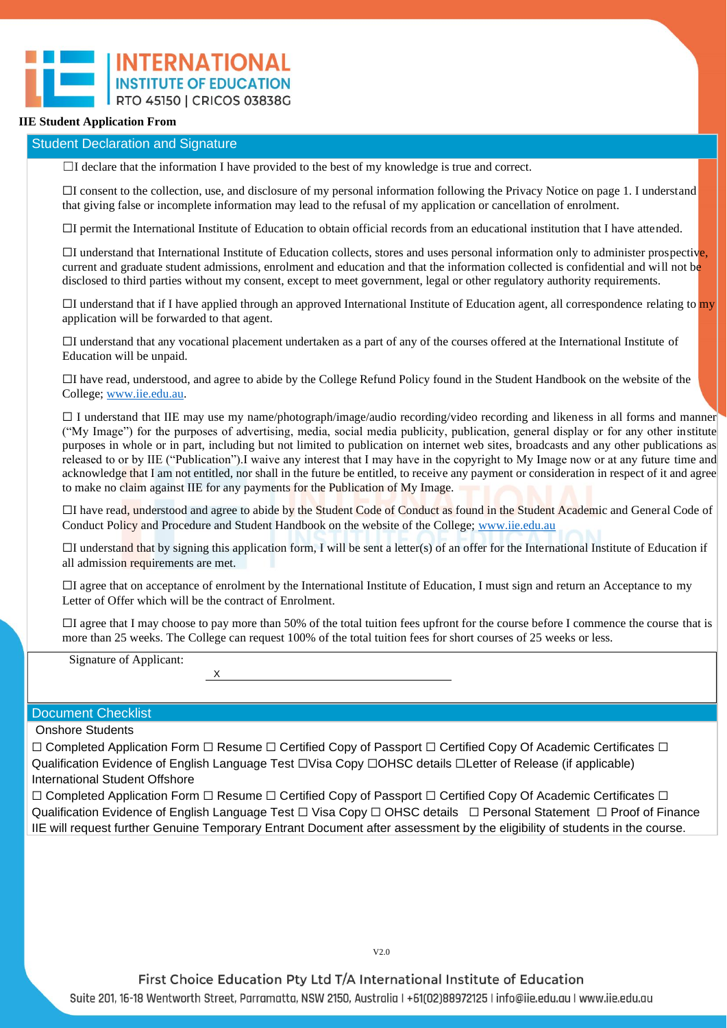**IIE Student Application From**

## Student Declaration and Signature

☐I declare that the information I have provided to the best of my knowledge is true and correct.

☐I consent to the collection, use, and disclosure of my personal information following the Privacy Notice on page 1. I understand that giving false or incomplete information may lead to the refusal of my application or cancellation of enrolment.

☐I permit the International Institute of Education to obtain official records from an educational institution that I have attended.

☐I understand that International Institute of Education collects, stores and uses personal information only to administer prospective, current and graduate student admissions, enrolment and education and that the information collected is confidential and will not be disclosed to third parties without my consent, except to meet government, legal or other regulatory authority requirements.

☐I understand that if I have applied through an approved International Institute of Education agent, all correspondence relating to my application will be forwarded to that agent.

☐I understand that any vocational placement undertaken as a part of any of the courses offered at the International Institute of Education will be unpaid.

☐I have read, understood, and agree to abide by the College Refund Policy found in the Student Handbook on the website of the College; www.iie.edu.au.

☐ I understand that IIE may use my name/photograph/image/audio recording/video recording and likeness in all forms and manner ("My Image") for the purposes of advertising, media, social media publicity, publication, general display or for any other institute purposes in whole or in part, including but not limited to publication on internet web sites, broadcasts and any other publications as released to or by IIE ("Publication").I waive any interest that I may have in the copyright to My Image now or at any future time and acknowledge that I am not entitled, nor shall in the future be entitled, to receive any payment or consideration in respect of it and agree to make no claim against IIE for any payments for the Publication of My Image.

☐I have read, understood and agree to abide by the Student Code of Conduct as found in the Student Academic and General Code of Conduct Policy and Procedure and Student Handbook on the website of the College; www.iie.edu.au

☐I understand that by signing this application form, I will be sent a letter(s) of an offer for the International Institute of Education if all admission requirements are met.

☐I agree that on acceptance of enrolment by the International Institute of Education, I must sign and return an Acceptance to my Letter of Offer which will be the contract of Enrolment.

☐I agree that I may choose to pay more than 50% of the total tuition fees upfront for the course before I commence the course that is more than 25 weeks. The College can request 100% of the total tuition fees for short courses of 25 weeks or less.

Signature of Applicant: X ____________________________________________

## Document Checklist

Onshore Students

☐ Completed Application Form ☐ Resume ☐ Certified Copy of Passport ☐ Certified Copy Of Academic Certificates ☐ Qualification Evidence of English Language Test ☐Visa Copy ☐OHSC details ☐Letter of Release (if applicable)

International Student Offshore

☐ Completed Application Form ☐ Resume ☐ Certified Copy of Passport ☐ Certified Copy Of Academic Certificates ☐ Qualification Evidence of English Language Test ☐ Visa Copy ☐ OHSC details ☐ Personal Statement ☐ Proof of Finance

IIE will request further Genuine Temporary Entrant Document after assessment by the eligibility of students in the course.

V2.0

First Choice Education Pty Ltd T/A International Institute of Education
Suite 201, 16-18 Wentworth Street, Parramatta, NSW 2150, Australia | +61(02)88972125 | info@iie.edu.au | www.iie.edu.au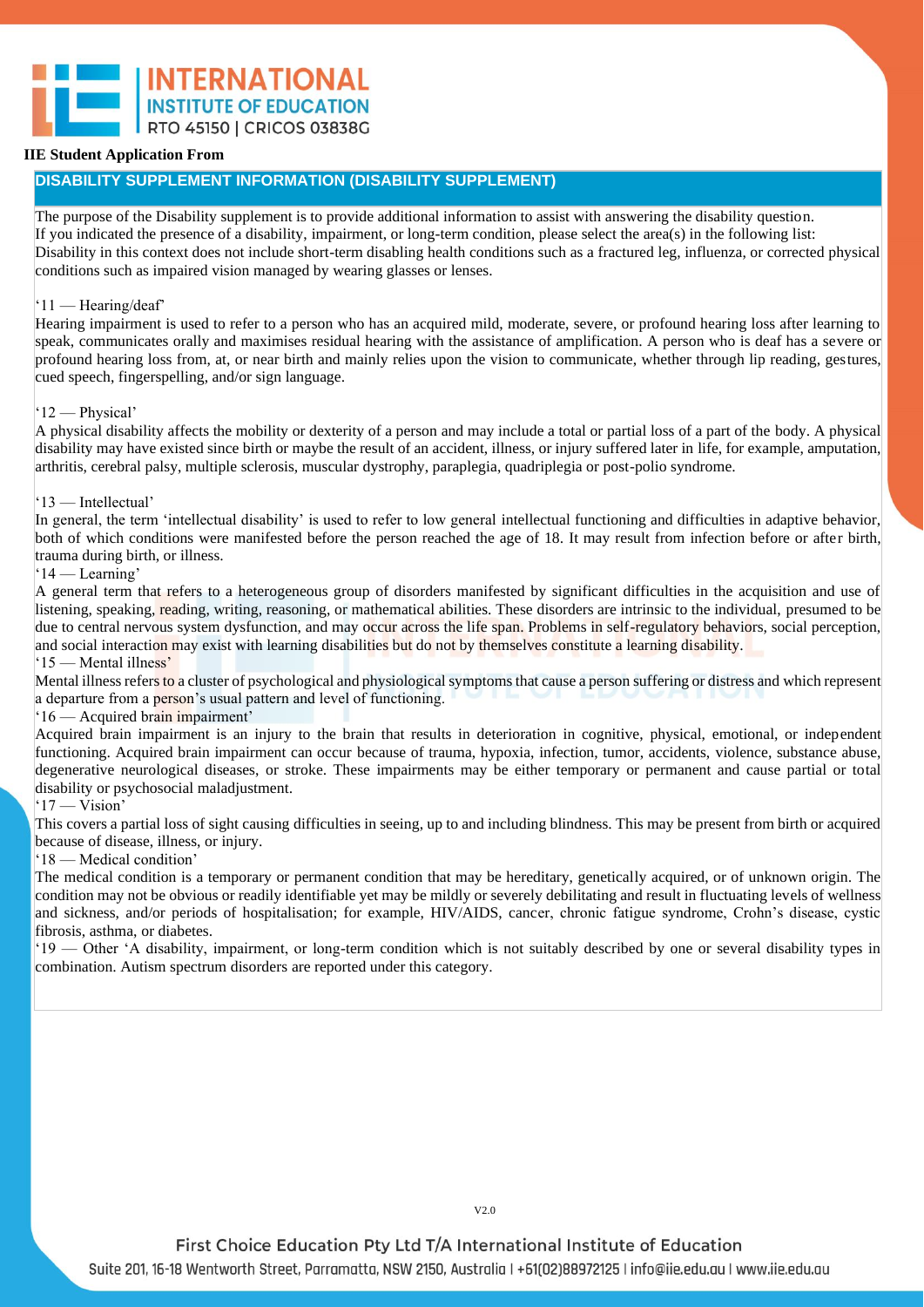**IIE Student Application From**

## DISABILITY SUPPLEMENT INFORMATION (DISABILITY SUPPLEMENT)

The purpose of the Disability supplement is to provide additional information to assist with answering the disability question.
If you indicated the presence of a disability, impairment, or long-term condition, please select the area(s) in the following list:
Disability in this context does not include short-term disabling health conditions such as a fractured leg, influenza, or corrected physical conditions such as impaired vision managed by wearing glasses or lenses.

'11 — Hearing/deaf'
Hearing impairment is used to refer to a person who has an acquired mild, moderate, severe, or profound hearing loss after learning to speak, communicates orally and maximises residual hearing with the assistance of amplification. A person who is deaf has a severe or profound hearing loss from, at, or near birth and mainly relies upon the vision to communicate, whether through lip reading, gestures, cued speech, fingerspelling, and/or sign language.

'12 — Physical'
A physical disability affects the mobility or dexterity of a person and may include a total or partial loss of a part of the body. A physical disability may have existed since birth or maybe the result of an accident, illness, or injury suffered later in life, for example, amputation, arthritis, cerebral palsy, multiple sclerosis, muscular dystrophy, paraplegia, quadriplegia or post-polio syndrome.

'13 — Intellectual'
In general, the term 'intellectual disability' is used to refer to low general intellectual functioning and difficulties in adaptive behavior, both of which conditions were manifested before the person reached the age of 18. It may result from infection before or after birth, trauma during birth, or illness.

'14 — Learning'
A general term that refers to a heterogeneous group of disorders manifested by significant difficulties in the acquisition and use of listening, speaking, reading, writing, reasoning, or mathematical abilities. These disorders are intrinsic to the individual, presumed to be due to central nervous system dysfunction, and may occur across the life span. Problems in self-regulatory behaviors, social perception, and social interaction may exist with learning disabilities but do not by themselves constitute a learning disability.

'15 — Mental illness'
Mental illness refers to a cluster of psychological and physiological symptoms that cause a person suffering or distress and which represent a departure from a person's usual pattern and level of functioning.

'16 — Acquired brain impairment'
Acquired brain impairment is an injury to the brain that results in deterioration in cognitive, physical, emotional, or independent functioning. Acquired brain impairment can occur because of trauma, hypoxia, infection, tumor, accidents, violence, substance abuse, degenerative neurological diseases, or stroke. These impairments may be either temporary or permanent and cause partial or total disability or psychosocial maladjustment.

'17 — Vision'
This covers a partial loss of sight causing difficulties in seeing, up to and including blindness. This may be present from birth or acquired because of disease, illness, or injury.

'18 — Medical condition'
The medical condition is a temporary or permanent condition that may be hereditary, genetically acquired, or of unknown origin. The condition may not be obvious or readily identifiable yet may be mildly or severely debilitating and result in fluctuating levels of wellness and sickness, and/or periods of hospitalisation; for example, HIV/AIDS, cancer, chronic fatigue syndrome, Crohn's disease, cystic fibrosis, asthma, or diabetes.

'19 — Other 'A disability, impairment, or long-term condition which is not suitably described by one or several disability types in combination. Autism spectrum disorders are reported under this category.

V2.0